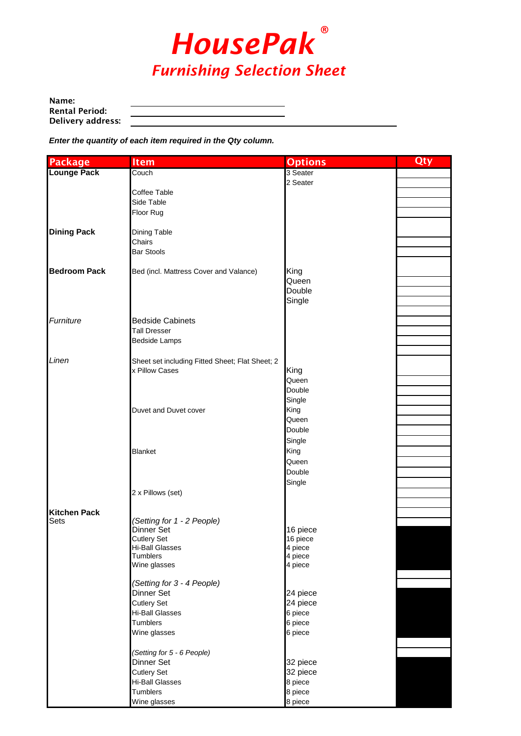# HousePak®

## Furnishing Selection Sheet

**Name:**

**Rental Period:**

**Delivery address:**

***Enter the quantity of each item required in the Qty column.***

| Package | Item | Options | Qty |
|---|---|---|---|
| **Lounge Pack** | Couch | 3 Seater | |
| | | 2 Seater | |
| | Coffee Table | | |
| | Side Table | | |
| | Floor Rug | | |
| **Dining Pack** | Dining Table | | |
| | Chairs | | |
| | Bar Stools | | |
| **Bedroom Pack** | Bed (incl. Mattress Cover and Valance) | King | |
| | | Queen | |
| | | Double | |
| | | Single | |
| *Furniture* | Bedside Cabinets | | |
| | Tall Dresser | | |
| | Bedside Lamps | | |
| *Linen* | Sheet set including Fitted Sheet; Flat Sheet; 2 x Pillow Cases | King | |
| | | Queen | |
| | | Double | |
| | | Single | |
| | Duvet and Duvet cover | King | |
| | | Queen | |
| | | Double | |
| | | Single | |
| | Blanket | King | |
| | | Queen | |
| | | Double | |
| | | Single | |
| | 2 x Pillows (set) | | |
| **Kitchen Pack** | | | |
| Sets | *(Setting for 1 - 2 People)* | | |
| | Dinner Set | 16 piece | |
| | Cutlery Set | 16 piece | |
| | Hi-Ball Glasses | 4 piece | |
| | Tumblers | 4 piece | |
| | Wine glasses | 4 piece | |
| | *(Setting for 3 - 4 People)* | | |
| | Dinner Set | 24 piece | |
| | Cutlery Set | 24 piece | |
| | Hi-Ball Glasses | 6 piece | |
| | Tumblers | 6 piece | |
| | Wine glasses | 6 piece | |
| | *(Setting for 5 - 6 People)* | | |
| | Dinner Set | 32 piece | |
| | Cutlery Set | 32 piece | |
| | Hi-Ball Glasses | 8 piece | |
| | Tumblers | 8 piece | |
| | Wine glasses | 8 piece | |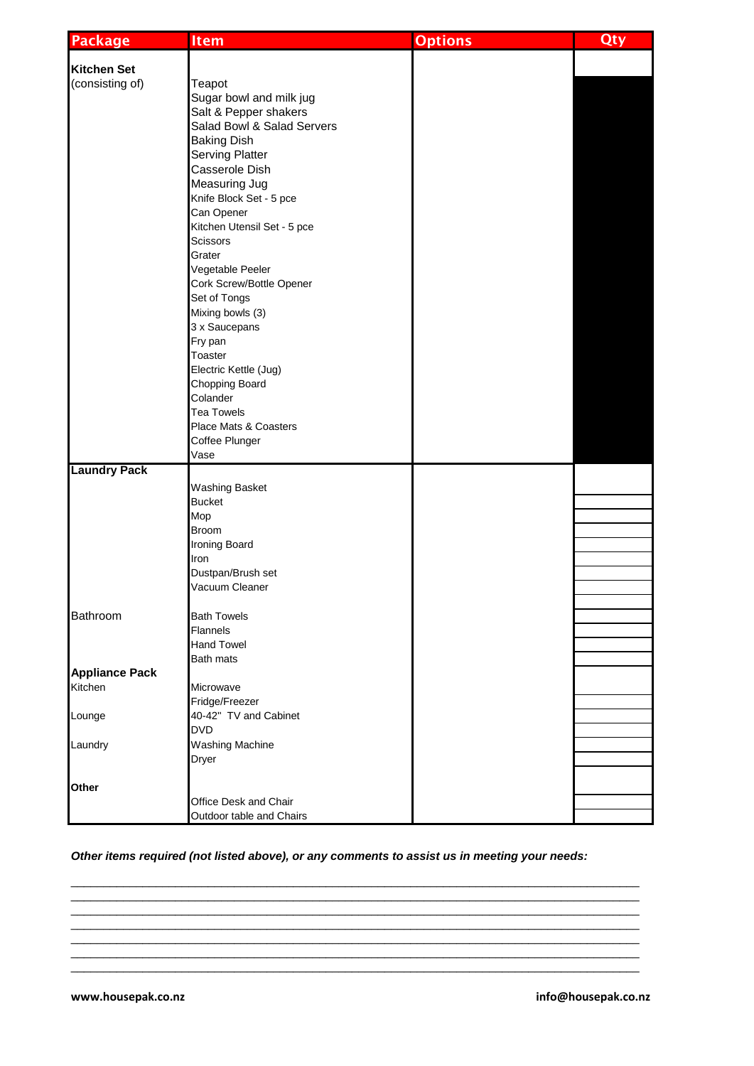| Package | Item | Options | Qty |
|---|---|---|---|
| **Kitchen Set** (consisting of) | Teapot<br>Sugar bowl and milk jug<br>Salt & Pepper shakers<br>Salad Bowl & Salad Servers<br>Baking Dish<br>Serving Platter<br>Casserole Dish<br>Measuring Jug<br>Knife Block Set - 5 pce<br>Can Opener<br>Kitchen Utensil Set - 5 pce<br>Scissors<br>Grater<br>Vegetable Peeler<br>Cork Screw/Bottle Opener<br>Set of Tongs<br>Mixing bowls (3)<br>3 x Saucepans<br>Fry pan<br>Toaster<br>Electric Kettle (Jug)<br>Chopping Board<br>Colander<br>Tea Towels<br>Place Mats & Coasters<br>Coffee Plunger<br>Vase | | |
| **Laundry Pack** | | | |
| | Washing Basket | | |
| | Bucket | | |
| | Mop | | |
| | Broom | | |
| | Ironing Board | | |
| | Iron | | |
| | Dustpan/Brush set | | |
| | Vacuum Cleaner | | |
| Bathroom | Bath Towels | | |
| | Flannels | | |
| | Hand Towel | | |
| | Bath mats | | |
| **Appliance Pack** | | | |
| Kitchen | Microwave | | |
| | Fridge/Freezer | | |
| Lounge | 40-42" TV and Cabinet | | |
| | DVD | | |
| Laundry | Washing Machine | | |
| | Dryer | | |
| **Other** | | | |
| | Office Desk and Chair | | |
| | Outdoor table and Chairs | | |

***Other items required (not listed above), or any comments to assist us in meeting your needs:***

\_\_\_\_\_\_\_\_\_\_\_\_\_\_\_\_\_\_\_\_\_\_\_\_\_\_\_\_\_\_\_\_\_\_\_\_\_\_\_\_\_\_\_\_\_\_\_\_\_\_\_\_\_\_\_\_\_\_\_\_\_\_\_\_\_\_\_\_\_\_\_\_\_\_\_\_\_\_

\_\_\_\_\_\_\_\_\_\_\_\_\_\_\_\_\_\_\_\_\_\_\_\_\_\_\_\_\_\_\_\_\_\_\_\_\_\_\_\_\_\_\_\_\_\_\_\_\_\_\_\_\_\_\_\_\_\_\_\_\_\_\_\_\_\_\_\_\_\_\_\_\_\_\_\_\_\_

\_\_\_\_\_\_\_\_\_\_\_\_\_\_\_\_\_\_\_\_\_\_\_\_\_\_\_\_\_\_\_\_\_\_\_\_\_\_\_\_\_\_\_\_\_\_\_\_\_\_\_\_\_\_\_\_\_\_\_\_\_\_\_\_\_\_\_\_\_\_\_\_\_\_\_\_\_\_

\_\_\_\_\_\_\_\_\_\_\_\_\_\_\_\_\_\_\_\_\_\_\_\_\_\_\_\_\_\_\_\_\_\_\_\_\_\_\_\_\_\_\_\_\_\_\_\_\_\_\_\_\_\_\_\_\_\_\_\_\_\_\_\_\_\_\_\_\_\_\_\_\_\_\_\_\_\_

\_\_\_\_\_\_\_\_\_\_\_\_\_\_\_\_\_\_\_\_\_\_\_\_\_\_\_\_\_\_\_\_\_\_\_\_\_\_\_\_\_\_\_\_\_\_\_\_\_\_\_\_\_\_\_\_\_\_\_\_\_\_\_\_\_\_\_\_\_\_\_\_\_\_\_\_\_\_

\_\_\_\_\_\_\_\_\_\_\_\_\_\_\_\_\_\_\_\_\_\_\_\_\_\_\_\_\_\_\_\_\_\_\_\_\_\_\_\_\_\_\_\_\_\_\_\_\_\_\_\_\_\_\_\_\_\_\_\_\_\_\_\_\_\_\_\_\_\_\_\_\_\_\_\_\_\_

\_\_\_\_\_\_\_\_\_\_\_\_\_\_\_\_\_\_\_\_\_\_\_\_\_\_\_\_\_\_\_\_\_\_\_\_\_\_\_\_\_\_\_\_\_\_\_\_\_\_\_\_\_\_\_\_\_\_\_\_\_\_\_\_\_\_\_\_\_\_\_\_\_\_\_\_\_\_

**www.housepak.co.nz** **info@housepak.co.nz**